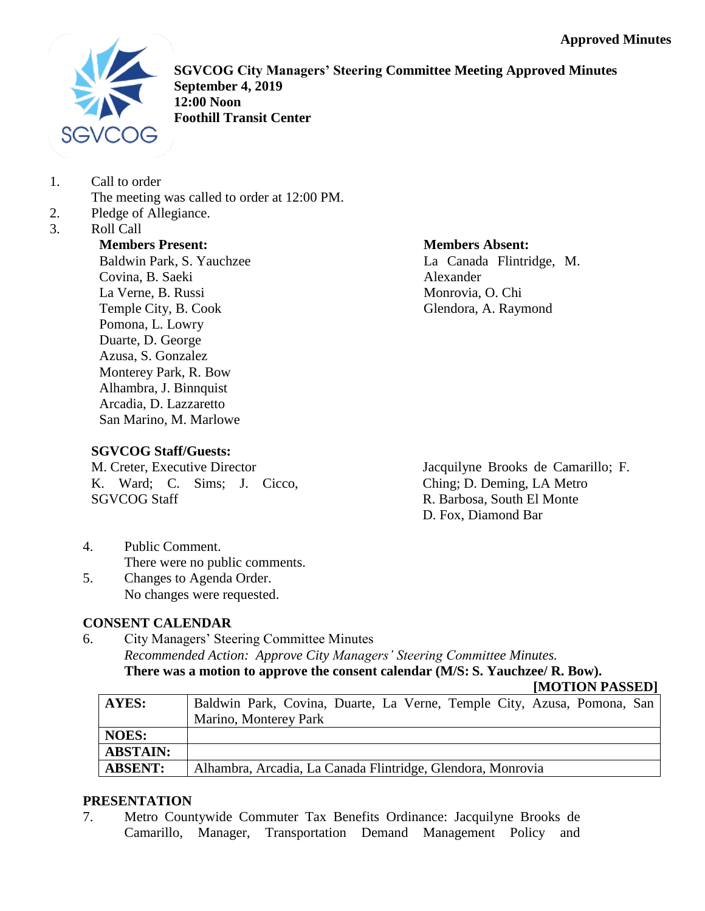Approved Minutes

**SGVCOG City Managers' Steering Committee Meeting Approved Minutes**
**September 4, 2019**
**12:00 Noon**
**Foothill Transit Center**

1. Call to order
   The meeting was called to order at 12:00 PM.
2. Pledge of Allegiance.
3. Roll Call

**Members Present:**
Baldwin Park, S. Yauchzee
Covina, B. Saeki
La Verne, B. Russi
Temple City, B. Cook
Pomona, L. Lowry
Duarte, D. George
Azusa, S. Gonzalez
Monterey Park, R. Bow
Alhambra, J. Binnquist
Arcadia, D. Lazzaretto
San Marino, M. Marlowe

**Members Absent:**
La Canada Flintridge, M. Alexander
Monrovia, O. Chi
Glendora, A. Raymond

**SGVCOG Staff/Guests:**
M. Creter, Executive Director
K. Ward; C. Sims; J. Cicco, SGVCOG Staff
Jacquilyne Brooks de Camarillo; F. Ching; D. Deming, LA Metro
R. Barbosa, South El Monte
D. Fox, Diamond Bar

4. Public Comment.
   There were no public comments.
5. Changes to Agenda Order.
   No changes were requested.

**CONSENT CALENDAR**

6. City Managers' Steering Committee Minutes
   *Recommended Action: Approve City Managers' Steering Committee Minutes.*
   **There was a motion to approve the consent calendar (M/S: S. Yauchzee/ R. Bow).**
   **[MOTION PASSED]**

| | |
|---|---|
| **AYES:** | Baldwin Park, Covina, Duarte, La Verne, Temple City, Azusa, Pomona, San Marino, Monterey Park |
| **NOES:** | |
| **ABSTAIN:** | |
| **ABSENT:** | Alhambra, Arcadia, La Canada Flintridge, Glendora, Monrovia |

**PRESENTATION**

7. Metro Countywide Commuter Tax Benefits Ordinance: Jacquilyne Brooks de Camarillo, Manager, Transportation Demand Management Policy and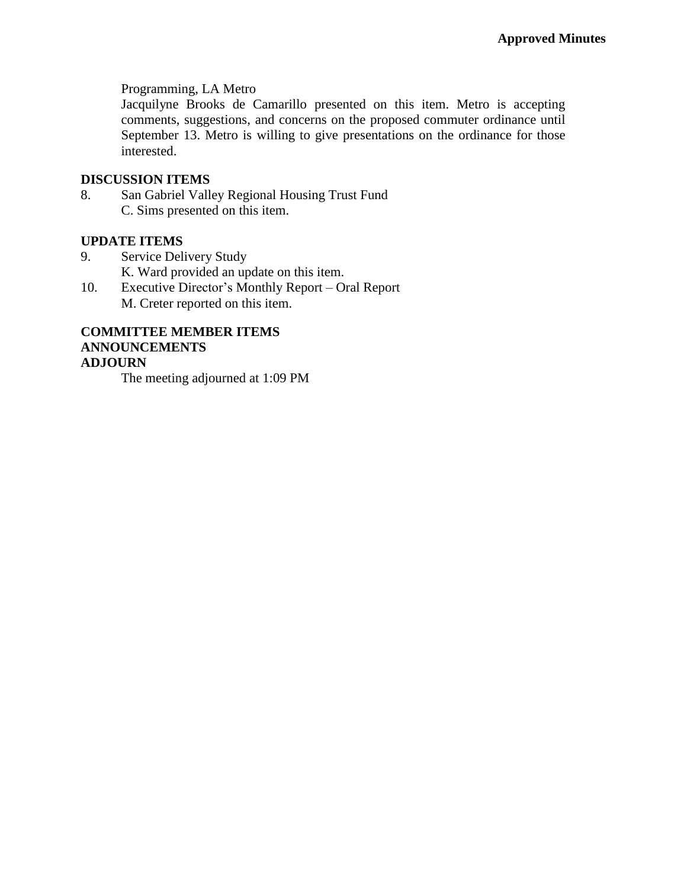Programming, LA Metro

Jacquilyne Brooks de Camarillo presented on this item. Metro is accepting comments, suggestions, and concerns on the proposed commuter ordinance until September 13. Metro is willing to give presentations on the ordinance for those interested.

**DISCUSSION ITEMS**

8. San Gabriel Valley Regional Housing Trust Fund
   C. Sims presented on this item.

**UPDATE ITEMS**

9. Service Delivery Study
   K. Ward provided an update on this item.
10. Executive Director's Monthly Report – Oral Report
    M. Creter reported on this item.

**COMMITTEE MEMBER ITEMS**

**ANNOUNCEMENTS**

**ADJOURN**

The meeting adjourned at 1:09 PM